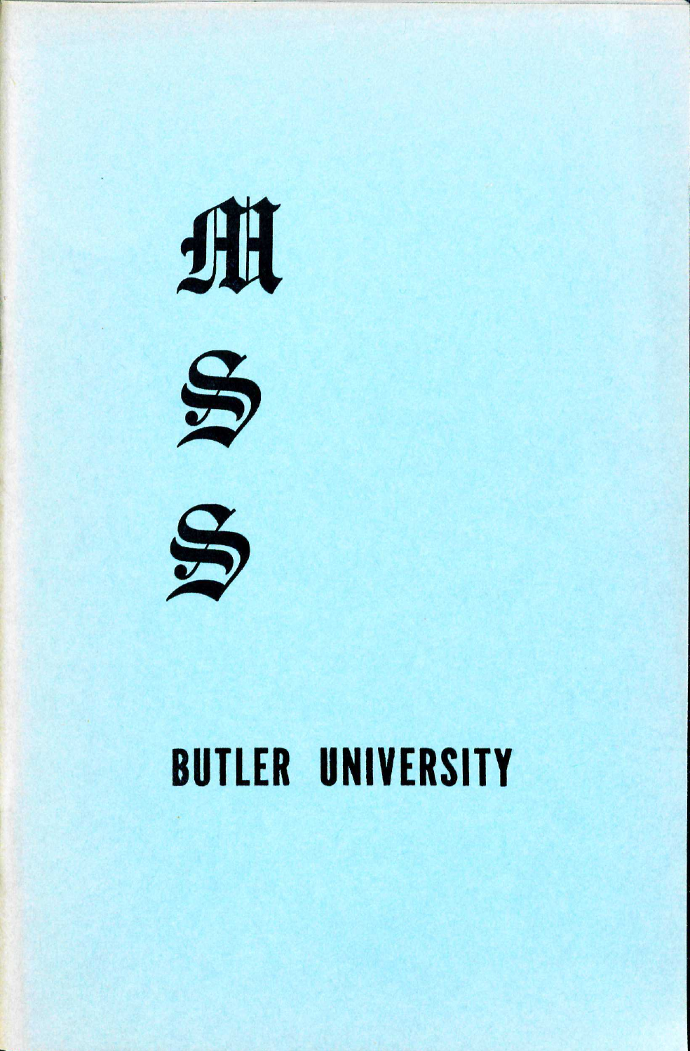# MSS

## BUTLER UNIVERSITY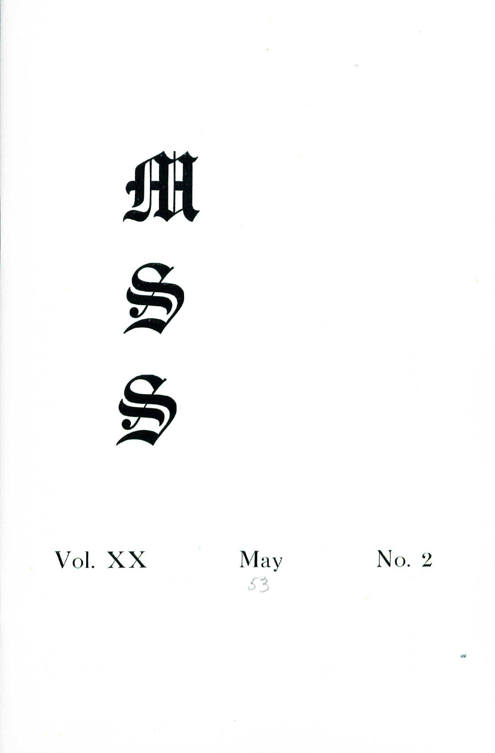# MSS

Vol. XX May No. 2

53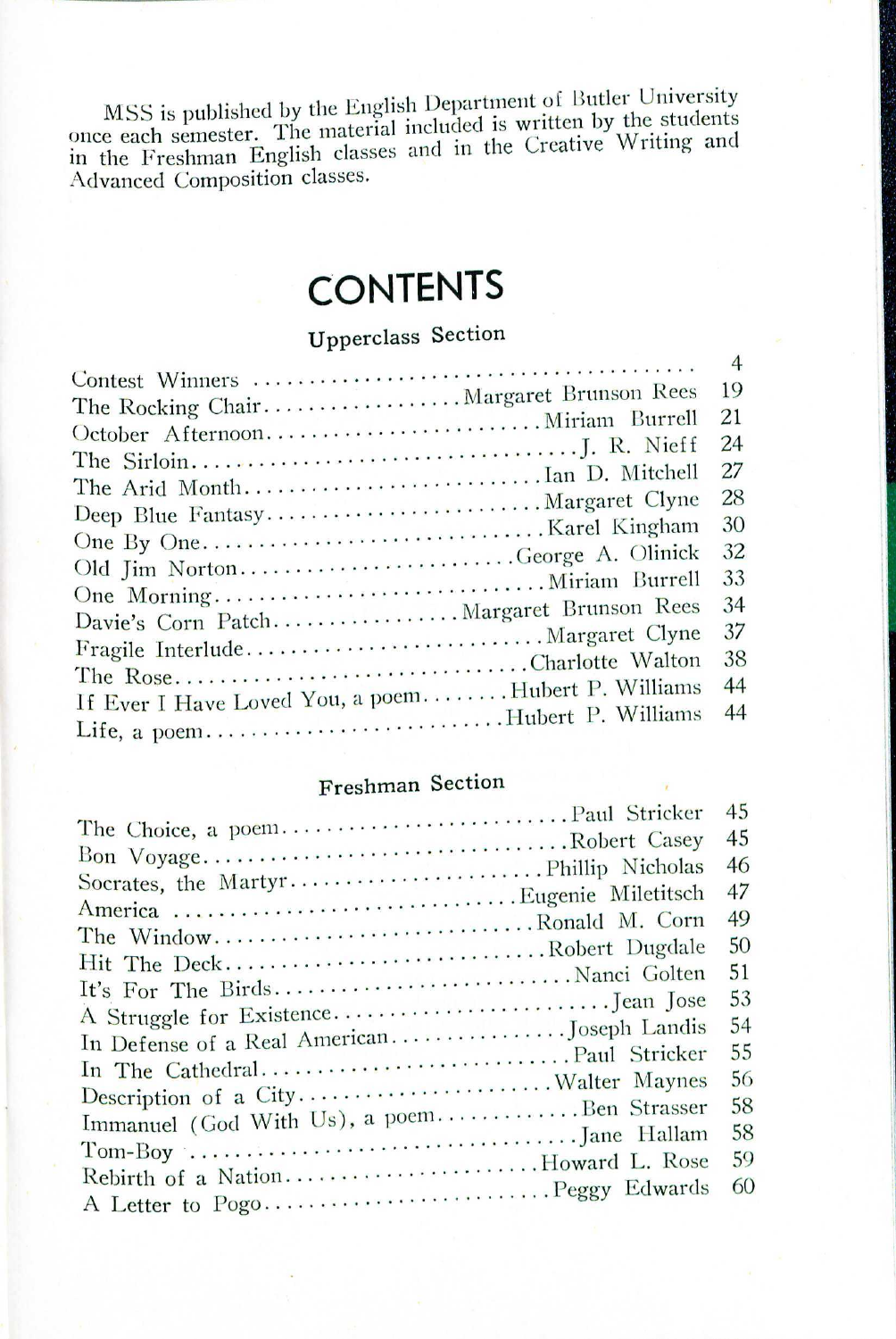MSS is published by the English Department of Butler University once each semester. The material included is written by the students in the Freshman English classes and in the Creative Writing and Advanced Composition classes.

# CONTENTS

### Upperclass Section

| Title | Author | Page |
|---|---|---|
| Contest Winners | | 4 |
| The Rocking Chair | Margaret Brunson Rees | 19 |
| October Afternoon | Miriam Burrell | 21 |
| The Sirloin | J. R. Nieff | 24 |
| The Arid Month | Ian D. Mitchell | 27 |
| Deep Blue Fantasy | Margaret Clyne | 28 |
| One By One | Karel Kingham | 30 |
| Old Jim Norton | George A. Olinick | 32 |
| One Morning | Miriam Burrell | 33 |
| Davie's Corn Patch | Margaret Brunson Rees | 34 |
| Fragile Interlude | Margaret Clyne | 37 |
| The Rose | Charlotte Walton | 38 |
| If Ever I Have Loved You, a poem | Hubert P. Williams | 44 |
| Life, a poem | Hubert P. Williams | 44 |

### Freshman Section

| Title | Author | Page |
|---|---|---|
| The Choice, a poem | Paul Stricker | 45 |
| Bon Voyage | Robert Casey | 45 |
| Socrates, the Martyr | Phillip Nicholas | 46 |
| America | Eugenie Miletitsch | 47 |
| The Window | Ronald M. Corn | 49 |
| Hit The Deck | Robert Dugdale | 50 |
| It's For The Birds | Nanci Golten | 51 |
| A Struggle for Existence | Jean Jose | 53 |
| In Defense of a Real American | Joseph Landis | 54 |
| In The Cathedral | Paul Stricker | 55 |
| Description of a City | Walter Maynes | 56 |
| Immanuel (God With Us), a poem | Ben Strasser | 58 |
| Tom-Boy | Jane Hallam | 58 |
| Rebirth of a Nation | Howard L. Rose | 59 |
| A Letter to Pogo | Peggy Edwards | 60 |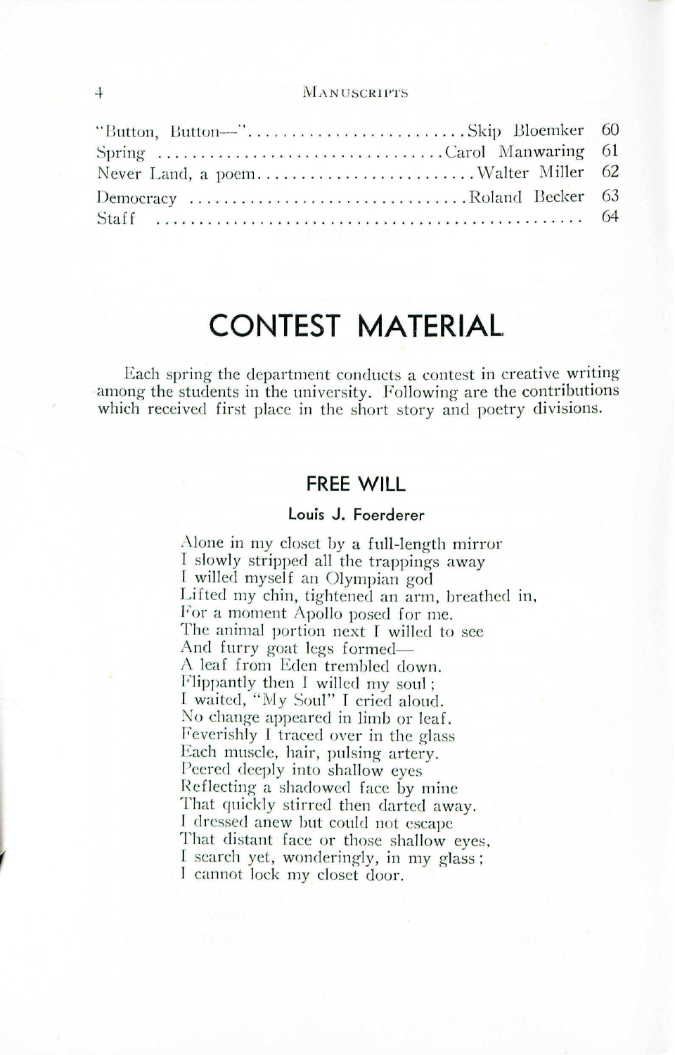| | | |
|---|---|---|
| "Button, Button—" | Skip Bloemker | 60 |
| Spring | Carol Manwaring | 61 |
| Never Land, a poem | Walter Miller | 62 |
| Democracy | Roland Becker | 63 |
| Staff | | 64 |

# CONTEST MATERIAL

Each spring the department conducts a contest in creative writing among the students in the university. Following are the contributions which received first place in the short story and poetry divisions.

## FREE WILL

### Louis J. Foerderer

Alone in my closet by a full-length mirror
I slowly stripped all the trappings away
I willed myself an Olympian god
Lifted my chin, tightened an arm, breathed in,
For a moment Apollo posed for me.
The animal portion next I willed to see
And furry goat legs formed—
A leaf from Eden trembled down.
Flippantly then I willed my soul;
I waited, "My Soul" I cried aloud.
No change appeared in limb or leaf.
Feverishly I traced over in the glass
Each muscle, hair, pulsing artery.
Peered deeply into shallow eyes
Reflecting a shadowed face by mine
That quickly stirred then darted away.
I dressed anew but could not escape
That distant face or those shallow eyes.
I search yet, wonderingly, in my glass;
I cannot lock my closet door.